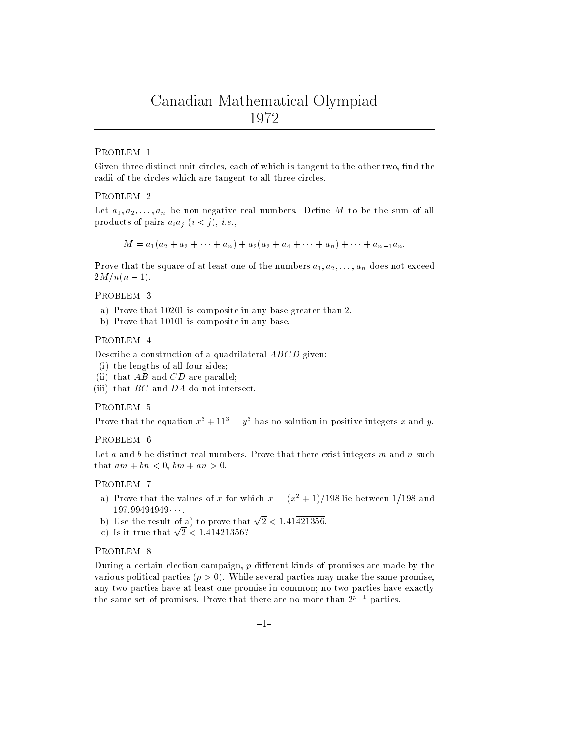# Canadian Mathematical Olympiad 1972

## Problem 1

Given three distinct unit circles, each of which is tangent to the other two, find the radii of the circles which are tangent to all three circles.

## Problem 2

Let $a_1, a_2, \ldots, a_n$ be non-negative real numbers. Define $M$ to be the sum of all products of pairs $a_i a_j$ $(i < j)$, *i.e.*,

$$M = a_1(a_2 + a_3 + \cdots + a_n) + a_2(a_3 + a_4 + \cdots + a_n) + \cdots + a_{n-1}a_n.$$

Prove that the square of at least one of the numbers $a_1, a_2, \ldots, a_n$ does not exceed $2M/n(n-1)$.

## Problem 3

a) Prove that 10201 is composite in any base greater than 2.

b) Prove that 10101 is composite in any base.

## Problem 4

Describe a construction of a quadrilateral $ABCD$ given:

(i) the lengths of all four sides;

(ii) that $AB$ and $CD$ are parallel;

(iii) that $BC$ and $DA$ do not intersect.

## Problem 5

Prove that the equation $x^3 + 11^3 = y^3$ has no solution in positive integers $x$ and $y$.

## Problem 6

Let $a$ and $b$ be distinct real numbers. Prove that there exist integers $m$ and $n$ such that $am + bn < 0$, $bm + an > 0$.

## Problem 7

a) Prove that the values of $x$ for which $x = (x^2 + 1)/198$ lie between $1/198$ and $197.99494949\cdots$.

b) Use the result of a) to prove that $\sqrt{2} < 1.41\overline{421356}$.

c) Is it true that $\sqrt{2} < 1.41421356$?

## Problem 8

During a certain election campaign, $p$ different kinds of promises are made by the various political parties ($p > 0$). While several parties may make the same promise, any two parties have at least one promise in common; no two parties have exactly the same set of promises. Prove that there are no more than $2^{p-1}$ parties.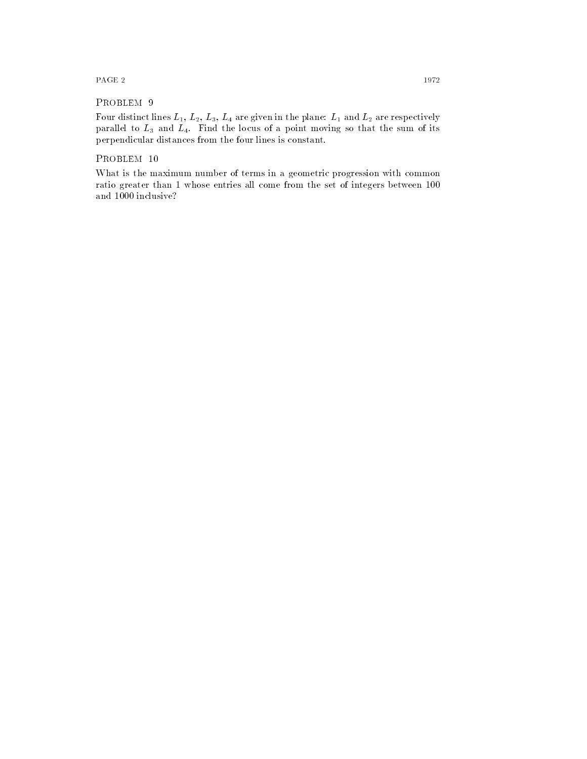## Problem 9

Four distinct lines $L_1$, $L_2$, $L_3$, $L_4$ are given in the plane: $L_1$ and $L_2$ are respectively parallel to $L_3$ and $L_4$. Find the locus of a point moving so that the sum of its perpendicular distances from the four lines is constant.

## Problem 10

What is the maximum number of terms in a geometric progression with common ratio greater than 1 whose entries all come from the set of integers between 100 and 1000 inclusive?